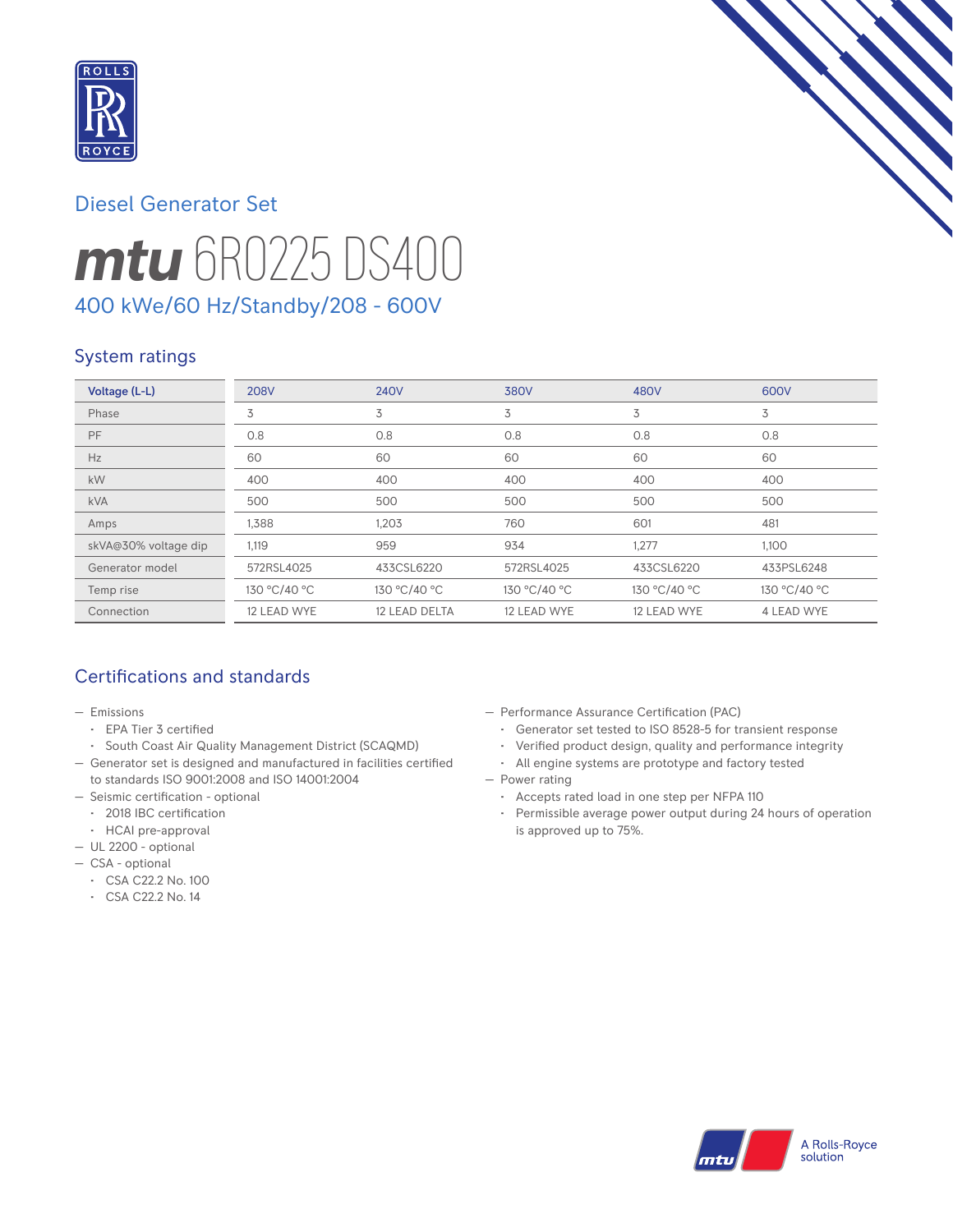Diesel Generator Set

# *mtu* 6R0225 DS400

400 kWe/60 Hz/Standby/208 - 600V

## System ratings

| Voltage (L-L) | 208V | 240V | 380V | 480V | 600V |
|---|---|---|---|---|---|
| Phase | 3 | 3 | 3 | 3 | 3 |
| PF | 0.8 | 0.8 | 0.8 | 0.8 | 0.8 |
| Hz | 60 | 60 | 60 | 60 | 60 |
| kW | 400 | 400 | 400 | 400 | 400 |
| kVA | 500 | 500 | 500 | 500 | 500 |
| Amps | 1,388 | 1,203 | 760 | 601 | 481 |
| skVA@30% voltage dip | 1,119 | 959 | 934 | 1,277 | 1,100 |
| Generator model | 572RSL4025 | 433CSL6220 | 572RSL4025 | 433CSL6220 | 433PSL6248 |
| Temp rise | 130 °C/40 °C | 130 °C/40 °C | 130 °C/40 °C | 130 °C/40 °C | 130 °C/40 °C |
| Connection | 12 LEAD WYE | 12 LEAD DELTA | 12 LEAD WYE | 12 LEAD WYE | 4 LEAD WYE |

## Certifications and standards

- Emissions
  - EPA Tier 3 certified
  - South Coast Air Quality Management District (SCAQMD)
- Generator set is designed and manufactured in facilities certified to standards ISO 9001:2008 and ISO 14001:2004
- Seismic certification - optional
  - 2018 IBC certification
  - HCAI pre-approval
- UL 2200 - optional
- CSA - optional
  - CSA C22.2 No. 100
  - CSA C22.2 No. 14
- Performance Assurance Certification (PAC)
  - Generator set tested to ISO 8528-5 for transient response
  - Verified product design, quality and performance integrity
  - All engine systems are prototype and factory tested
- Power rating
  - Accepts rated load in one step per NFPA 110
  - Permissible average power output during 24 hours of operation is approved up to 75%.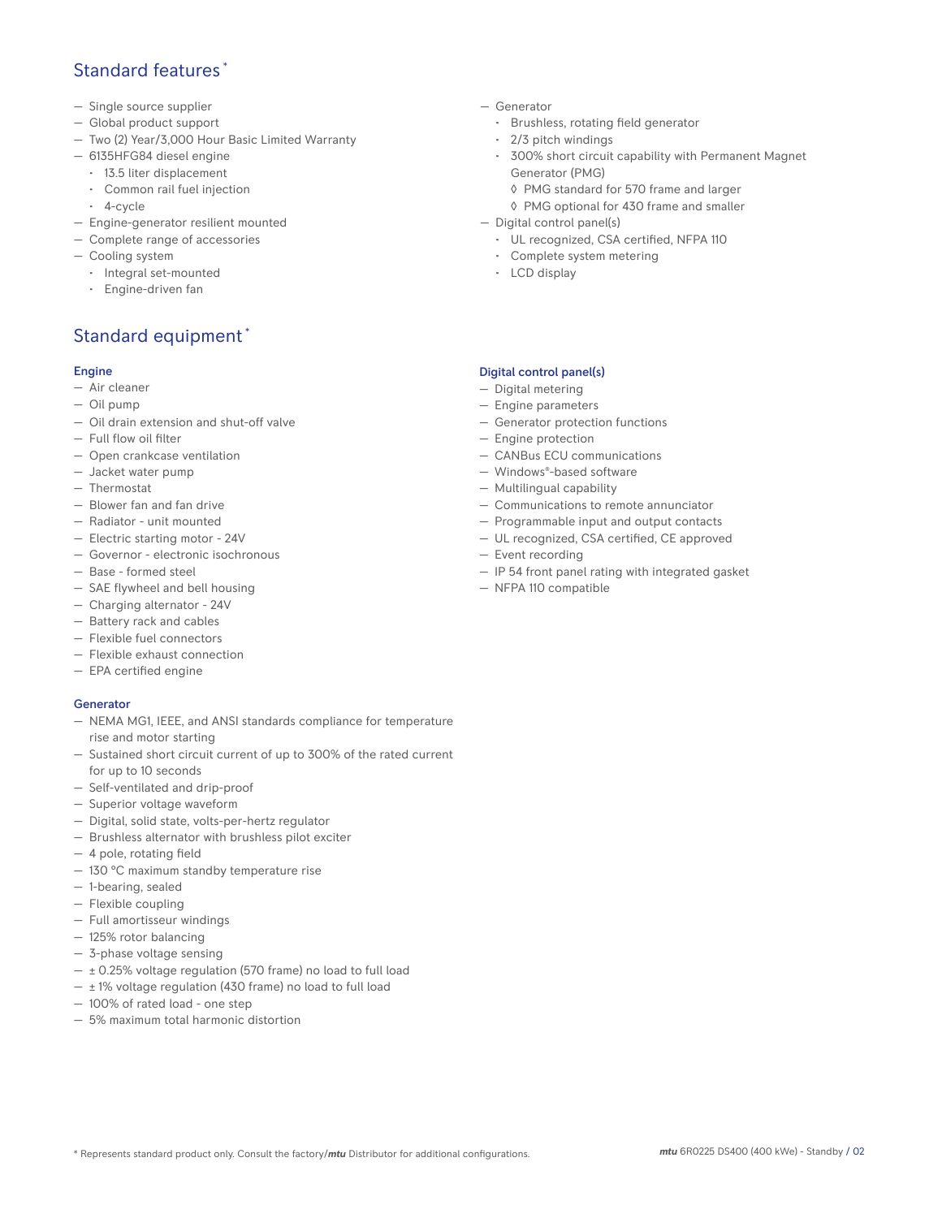## Standard features *

- Single source supplier
- Global product support
- Two (2) Year/3,000 Hour Basic Limited Warranty
- 6135HFG84 diesel engine
  - 13.5 liter displacement
  - Common rail fuel injection
  - 4-cycle
- Engine-generator resilient mounted
- Complete range of accessories
- Cooling system
  - Integral set-mounted
  - Engine-driven fan
- Generator
  - Brushless, rotating field generator
  - 2/3 pitch windings
  - 300% short circuit capability with Permanent Magnet Generator (PMG)
    - ◊ PMG standard for 570 frame and larger
    - ◊ PMG optional for 430 frame and smaller
- Digital control panel(s)
  - UL recognized, CSA certified, NFPA 110
  - Complete system metering
  - LCD display

## Standard equipment *

### Engine

- Air cleaner
- Oil pump
- Oil drain extension and shut-off valve
- Full flow oil filter
- Open crankcase ventilation
- Jacket water pump
- Thermostat
- Blower fan and fan drive
- Radiator - unit mounted
- Electric starting motor - 24V
- Governor - electronic isochronous
- Base - formed steel
- SAE flywheel and bell housing
- Charging alternator - 24V
- Battery rack and cables
- Flexible fuel connectors
- Flexible exhaust connection
- EPA certified engine

### Generator

- NEMA MG1, IEEE, and ANSI standards compliance for temperature rise and motor starting
- Sustained short circuit current of up to 300% of the rated current for up to 10 seconds
- Self-ventilated and drip-proof
- Superior voltage waveform
- Digital, solid state, volts-per-hertz regulator
- Brushless alternator with brushless pilot exciter
- 4 pole, rotating field
- 130 °C maximum standby temperature rise
- 1-bearing, sealed
- Flexible coupling
- Full amortisseur windings
- 125% rotor balancing
- 3-phase voltage sensing
- ± 0.25% voltage regulation (570 frame) no load to full load
- ± 1% voltage regulation (430 frame) no load to full load
- 100% of rated load - one step
- 5% maximum total harmonic distortion

### Digital control panel(s)

- Digital metering
- Engine parameters
- Generator protection functions
- Engine protection
- CANBus ECU communications
- Windows®-based software
- Multilingual capability
- Communications to remote annunciator
- Programmable input and output contacts
- UL recognized, CSA certified, CE approved
- Event recording
- IP 54 front panel rating with integrated gasket
- NFPA 110 compatible

* Represents standard product only. Consult the factory/*mtu* Distributor for additional configurations.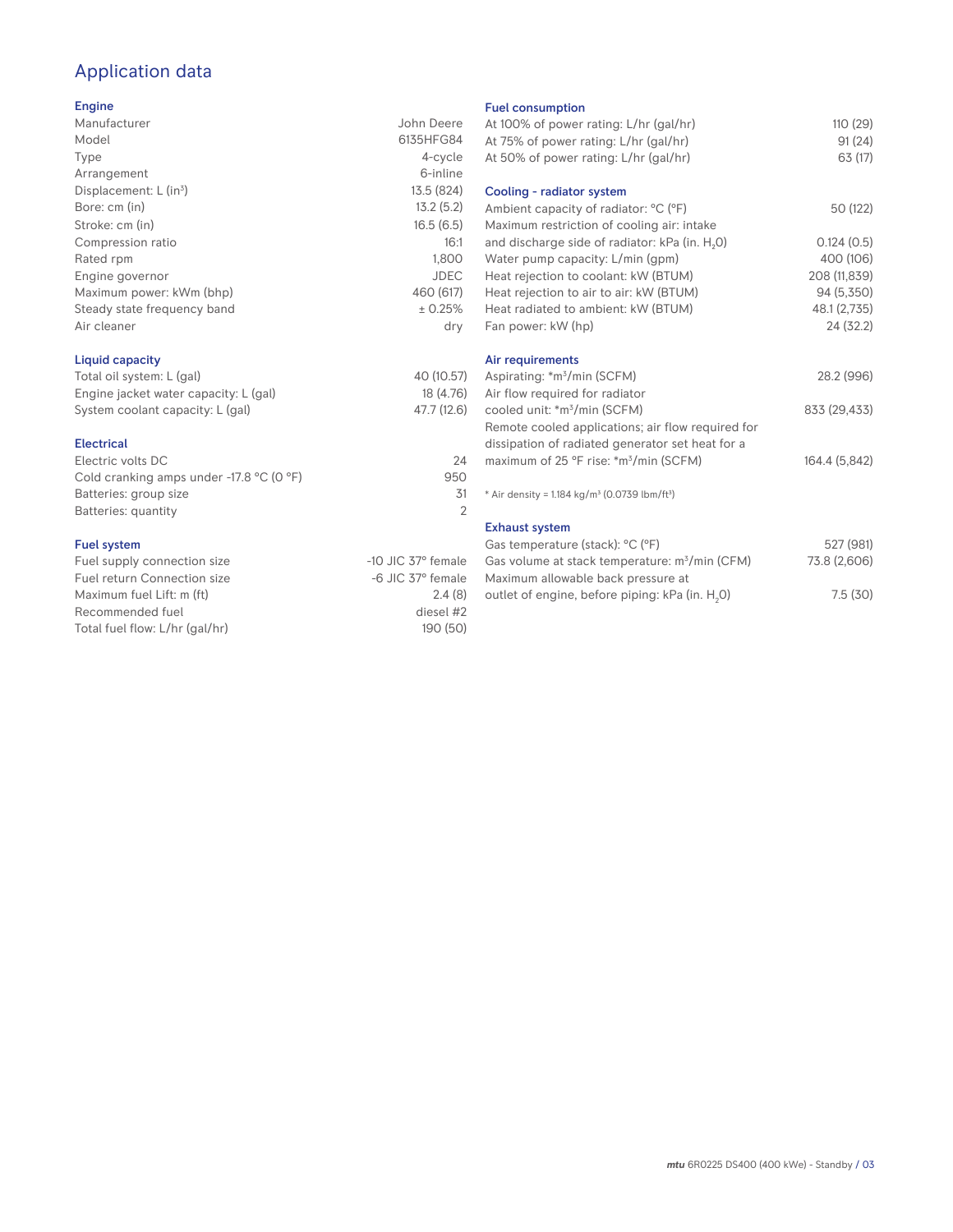# Application data

## Engine

| | |
|---|---|
| Manufacturer | John Deere |
| Model | 6135HFG84 |
| Type | 4-cycle |
| Arrangement | 6-inline |
| Displacement: L ($in^3$) | 13.5 (824) |
| Bore: cm (in) | 13.2 (5.2) |
| Stroke: cm (in) | 16.5 (6.5) |
| Compression ratio | 16:1 |
| Rated rpm | 1,800 |
| Engine governor | JDEC |
| Maximum power: kWm (bhp) | 460 (617) |
| Steady state frequency band | ± 0.25% |
| Air cleaner | dry |

## Liquid capacity

| | |
|---|---|
| Total oil system: L (gal) | 40 (10.57) |
| Engine jacket water capacity: L (gal) | 18 (4.76) |
| System coolant capacity: L (gal) | 47.7 (12.6) |

## Electrical

| | |
|---|---|
| Electric volts DC | 24 |
| Cold cranking amps under -17.8 °C (0 °F) | 950 |
| Batteries: group size | 31 |
| Batteries: quantity | 2 |

## Fuel system

| | |
|---|---|
| Fuel supply connection size | -10 JIC 37° female |
| Fuel return Connection size | -6 JIC 37° female |
| Maximum fuel Lift: m (ft) | 2.4 (8) |
| Recommended fuel | diesel #2 |
| Total fuel flow: L/hr (gal/hr) | 190 (50) |

## Fuel consumption

| | |
|---|---|
| At 100% of power rating: L/hr (gal/hr) | 110 (29) |
| At 75% of power rating: L/hr (gal/hr) | 91 (24) |
| At 50% of power rating: L/hr (gal/hr) | 63 (17) |

## Cooling - radiator system

| | |
|---|---|
| Ambient capacity of radiator: °C (°F) | 50 (122) |
| Maximum restriction of cooling air: intake and discharge side of radiator: kPa (in. $H_2O$) | 0.124 (0.5) |
| Water pump capacity: L/min (gpm) | 400 (106) |
| Heat rejection to coolant: kW (BTUM) | 208 (11,839) |
| Heat rejection to air to air: kW (BTUM) | 94 (5,350) |
| Heat radiated to ambient: kW (BTUM) | 48.1 (2,735) |
| Fan power: kW (hp) | 24 (32.2) |

## Air requirements

| | |
|---|---|
| Aspirating: *$m^3$/min (SCFM) | 28.2 (996) |
| Air flow required for radiator cooled unit: *$m^3$/min (SCFM) | 833 (29,433) |
| Remote cooled applications; air flow required for dissipation of radiated generator set heat for a maximum of 25 °F rise: *$m^3$/min (SCFM) | 164.4 (5,842) |

* Air density = 1.184 kg/$m^3$ (0.0739 lbm/$ft^3$)

## Exhaust system

| | |
|---|---|
| Gas temperature (stack): °C (°F) | 527 (981) |
| Gas volume at stack temperature: $m^3$/min (CFM) | 73.8 (2,606) |
| Maximum allowable back pressure at outlet of engine, before piping: kPa (in. $H_2O$) | 7.5 (30) |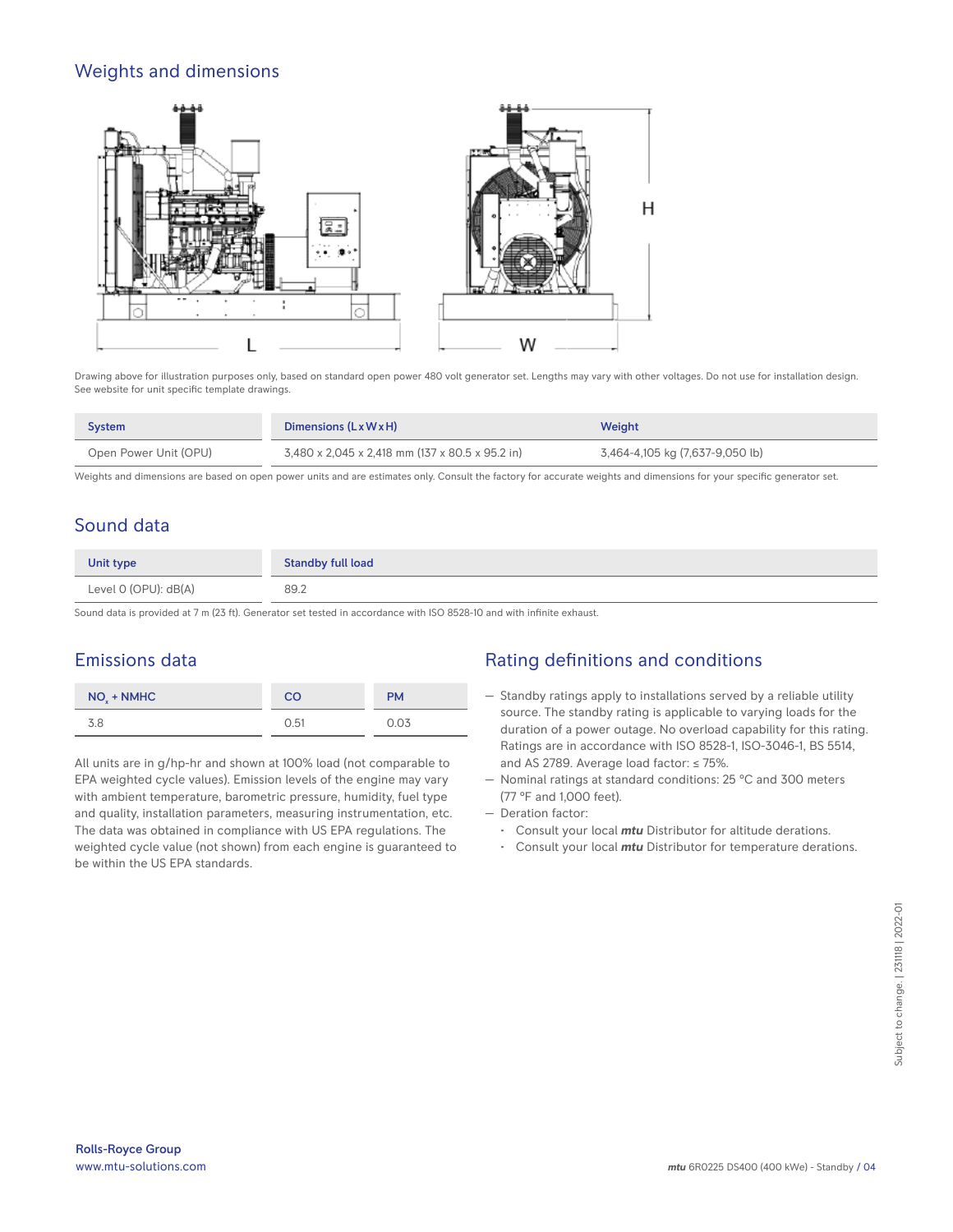## Weights and dimensions

L

W

H

Drawing above for illustration purposes only, based on standard open power 480 volt generator set. Lengths may vary with other voltages. Do not use for installation design. See website for unit specific template drawings.

| System | Dimensions (L x W x H) | Weight |
|---|---|---|
| Open Power Unit (OPU) | 3,480 x 2,045 x 2,418 mm (137 x 80.5 x 95.2 in) | 3,464-4,105 kg (7,637-9,050 lb) |

Weights and dimensions are based on open power units and are estimates only. Consult the factory for accurate weights and dimensions for your specific generator set.

## Sound data

| Unit type | Standby full load |
|---|---|
| Level 0 (OPU): dB(A) | 89.2 |

Sound data is provided at 7 m (23 ft). Generator set tested in accordance with ISO 8528-10 and with infinite exhaust.

## Emissions data

| $NO_x$ + NMHC | CO | PM |
|---|---|---|
| 3.8 | 0.51 | 0.03 |

All units are in g/hp-hr and shown at 100% load (not comparable to EPA weighted cycle values). Emission levels of the engine may vary with ambient temperature, barometric pressure, humidity, fuel type and quality, installation parameters, measuring instrumentation, etc. The data was obtained in compliance with US EPA regulations. The weighted cycle value (not shown) from each engine is guaranteed to be within the US EPA standards.

## Rating definitions and conditions

- Standby ratings apply to installations served by a reliable utility source. The standby rating is applicable to varying loads for the duration of a power outage. No overload capability for this rating. Ratings are in accordance with ISO 8528-1, ISO-3046-1, BS 5514, and AS 2789. Average load factor: ≤ 75%.
- Nominal ratings at standard conditions: 25 °C and 300 meters (77 °F and 1,000 feet).
- Deration factor:
  - Consult your local ***mtu*** Distributor for altitude derations.
  - Consult your local ***mtu*** Distributor for temperature derations.

Subject to change. | 231118 | 2022-01

Rolls-Royce Group
www.mtu-solutions.com